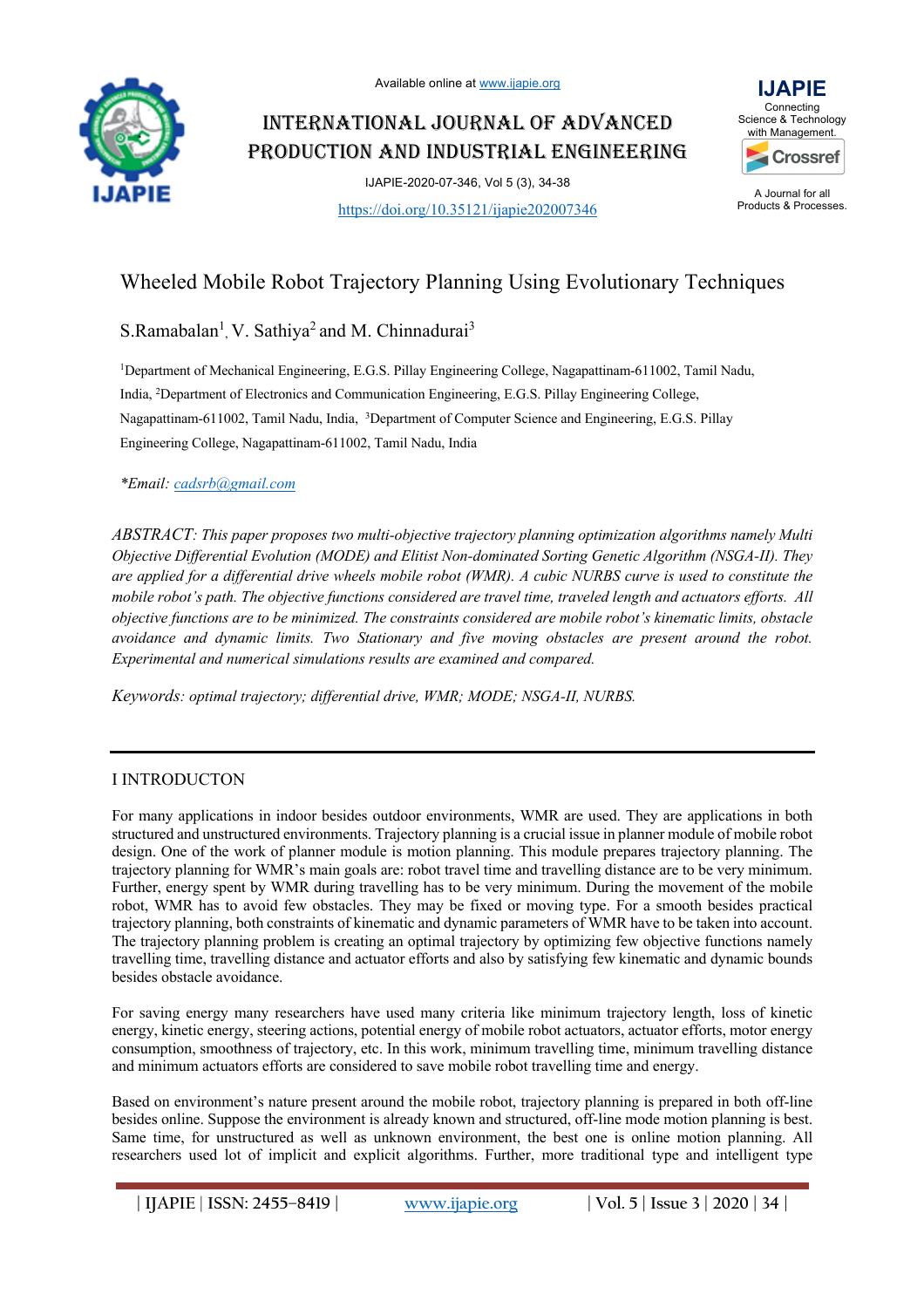Available online at www.ijapie.org

# INTERNATIONAL JOURNAL OF ADVANCED PRODUCTION AND INDUSTRIAL ENGINEERING

IJAPIE-2020-07-346, Vol 5 (3), 34-38

https://doi.org/10.35121/ijapie202007346

## Wheeled Mobile Robot Trajectory Planning Using Evolutionary Techniques

S.Ramabalan[1], V. Sathiya[2] and M. Chinnadurai[3]

[1]Department of Mechanical Engineering, E.G.S. Pillay Engineering College, Nagapattinam-611002, Tamil Nadu, India, [2]Department of Electronics and Communication Engineering, E.G.S. Pillay Engineering College, Nagapattinam-611002, Tamil Nadu, India, [3]Department of Computer Science and Engineering, E.G.S. Pillay Engineering College, Nagapattinam-611002, Tamil Nadu, India

*\*Email: cadsrb@gmail.com*

*ABSTRACT: This paper proposes two multi-objective trajectory planning optimization algorithms namely Multi Objective Differential Evolution (MODE) and Elitist Non-dominated Sorting Genetic Algorithm (NSGA-II). They are applied for a differential drive wheels mobile robot (WMR). A cubic NURBS curve is used to constitute the mobile robot's path. The objective functions considered are travel time, traveled length and actuators efforts. All objective functions are to be minimized. The constraints considered are mobile robot's kinematic limits, obstacle avoidance and dynamic limits. Two Stationary and five moving obstacles are present around the robot. Experimental and numerical simulations results are examined and compared.*

*Keywords: optimal trajectory; differential drive, WMR; MODE; NSGA-II, NURBS.*

### I INTRODUCTON

For many applications in indoor besides outdoor environments, WMR are used. They are applications in both structured and unstructured environments. Trajectory planning is a crucial issue in planner module of mobile robot design. One of the work of planner module is motion planning. This module prepares trajectory planning. The trajectory planning for WMR's main goals are: robot travel time and travelling distance are to be very minimum. Further, energy spent by WMR during travelling has to be very minimum. During the movement of the mobile robot, WMR has to avoid few obstacles. They may be fixed or moving type. For a smooth besides practical trajectory planning, both constraints of kinematic and dynamic parameters of WMR have to be taken into account. The trajectory planning problem is creating an optimal trajectory by optimizing few objective functions namely travelling time, travelling distance and actuator efforts and also by satisfying few kinematic and dynamic bounds besides obstacle avoidance.

For saving energy many researchers have used many criteria like minimum trajectory length, loss of kinetic energy, kinetic energy, steering actions, potential energy of mobile robot actuators, actuator efforts, motor energy consumption, smoothness of trajectory, etc. In this work, minimum travelling time, minimum travelling distance and minimum actuators efforts are considered to save mobile robot travelling time and energy.

Based on environment's nature present around the mobile robot, trajectory planning is prepared in both off-line besides online. Suppose the environment is already known and structured, off-line mode motion planning is best. Same time, for unstructured as well as unknown environment, the best one is online motion planning. All researchers used lot of implicit and explicit algorithms. Further, more traditional type and intelligent type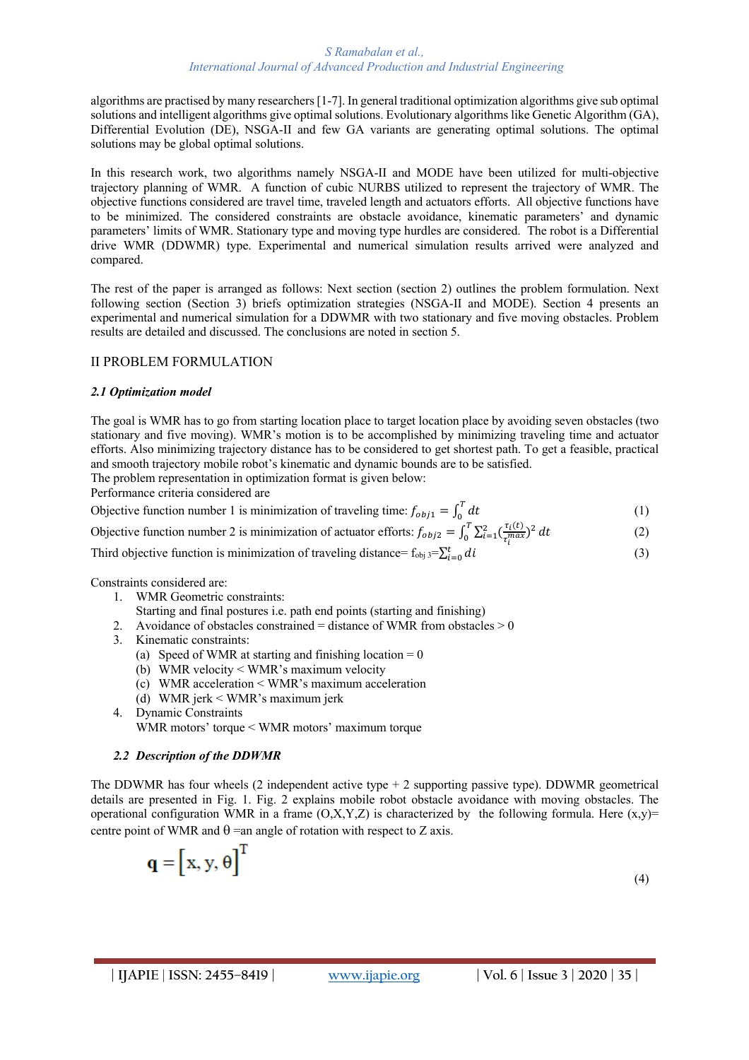algorithms are practised by many researchers [1-7]. In general traditional optimization algorithms give sub optimal solutions and intelligent algorithms give optimal solutions. Evolutionary algorithms like Genetic Algorithm (GA), Differential Evolution (DE), NSGA-II and few GA variants are generating optimal solutions. The optimal solutions may be global optimal solutions.

In this research work, two algorithms namely NSGA-II and MODE have been utilized for multi-objective trajectory planning of WMR. A function of cubic NURBS utilized to represent the trajectory of WMR. The objective functions considered are travel time, traveled length and actuators efforts. All objective functions have to be minimized. The considered constraints are obstacle avoidance, kinematic parameters' and dynamic parameters' limits of WMR. Stationary type and moving type hurdles are considered. The robot is a Differential drive WMR (DDWMR) type. Experimental and numerical simulation results arrived were analyzed and compared.

The rest of the paper is arranged as follows: Next section (section 2) outlines the problem formulation. Next following section (Section 3) briefs optimization strategies (NSGA-II and MODE). Section 4 presents an experimental and numerical simulation for a DDWMR with two stationary and five moving obstacles. Problem results are detailed and discussed. The conclusions are noted in section 5.

## II PROBLEM FORMULATION

### *2.1 Optimization model*

The goal is WMR has to go from starting location place to target location place by avoiding seven obstacles (two stationary and five moving). WMR's motion is to be accomplished by minimizing traveling time and actuator efforts. Also minimizing trajectory distance has to be considered to get shortest path. To get a feasible, practical and smooth trajectory mobile robot's kinematic and dynamic bounds are to be satisfied.
The problem representation in optimization format is given below:
Performance criteria considered are

Objective function number 1 is minimization of traveling time: $f_{obj1} = \int_0^T dt$ (1)

Objective function number 2 is minimization of actuator efforts: $f_{obj2} = \int_0^T \sum_{i=1}^{2} (\frac{\tau_i(t)}{\tau_i^{max}})^2 \, dt$ (2)

Third objective function is minimization of traveling distance= $f_{obj\,3} = \sum_{i=0}^{t} di$ (3)

Constraints considered are:

1. WMR Geometric constraints:
   Starting and final postures i.e. path end points (starting and finishing)
2. Avoidance of obstacles constrained = distance of WMR from obstacles > 0
3. Kinematic constraints:
   (a) Speed of WMR at starting and finishing location = 0
   (b) WMR velocity < WMR's maximum velocity
   (c) WMR acceleration < WMR's maximum acceleration
   (d) WMR jerk < WMR's maximum jerk
4. Dynamic Constraints
   WMR motors' torque < WMR motors' maximum torque

### *2.2 Description of the DDWMR*

The DDWMR has four wheels (2 independent active type + 2 supporting passive type). DDWMR geometrical details are presented in Fig. 1. Fig. 2 explains mobile robot obstacle avoidance with moving obstacles. The operational configuration WMR in a frame (O,X,Y,Z) is characterized by the following formula. Here (x,y)= centre point of WMR and θ =an angle of rotation with respect to Z axis.

$$\mathbf{q} = [x, y, \theta]^T \tag{4}$$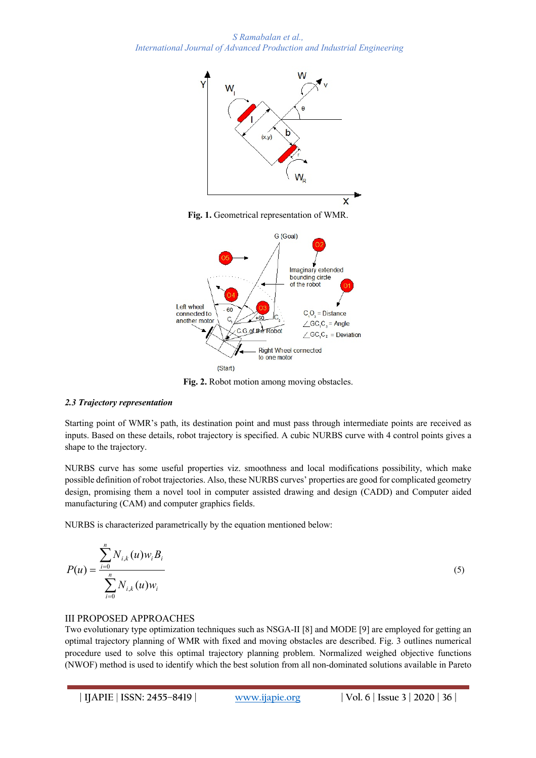Fig. 1. Geometrical representation of WMR.

Fig. 2. Robot motion among moving obstacles.

### *2.3 Trajectory representation*

Starting point of WMR's path, its destination point and must pass through intermediate points are received as inputs. Based on these details, robot trajectory is specified. A cubic NURBS curve with 4 control points gives a shape to the trajectory.

NURBS curve has some useful properties viz. smoothness and local modifications possibility, which make possible definition of robot trajectories. Also, these NURBS curves' properties are good for complicated geometry design, promising them a novel tool in computer assisted drawing and design (CADD) and Computer aided manufacturing (CAM) and computer graphics fields.

NURBS is characterized parametrically by the equation mentioned below:

$$P(u) = \frac{\sum_{i=0}^{n} N_{i,k}(u) w_i B_i}{\sum_{i=0}^{n} N_{i,k}(u) w_i} \tag{5}$$

## III PROPOSED APPROACHES

Two evolutionary type optimization techniques such as NSGA-II [8] and MODE [9] are employed for getting an optimal trajectory planning of WMR with fixed and moving obstacles are described. Fig. 3 outlines numerical procedure used to solve this optimal trajectory planning problem. Normalized weighed objective functions (NWOF) method is used to identify which the best solution from all non-dominated solutions available in Pareto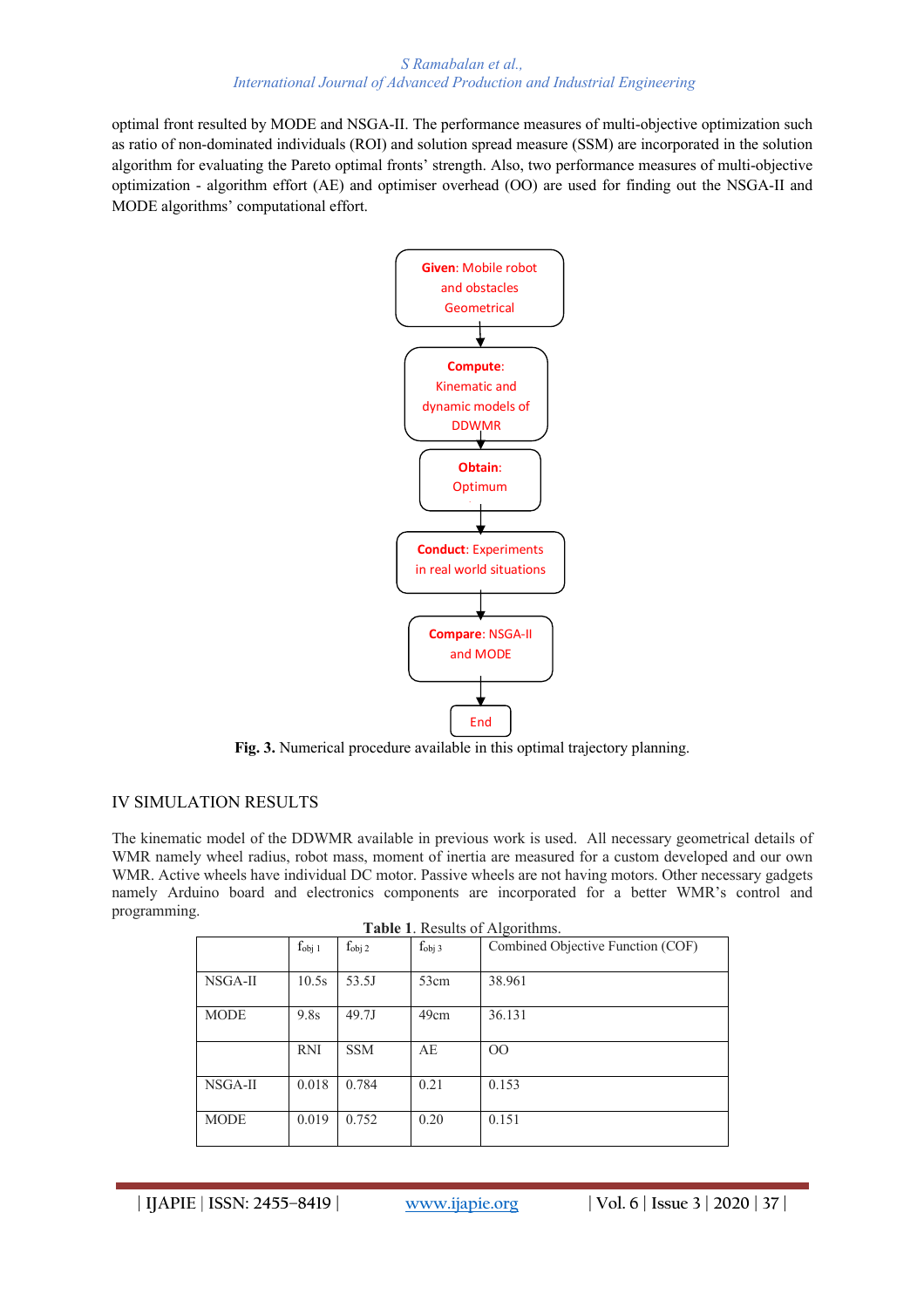optimal front resulted by MODE and NSGA-II. The performance measures of multi-objective optimization such as ratio of non-dominated individuals (ROI) and solution spread measure (SSM) are incorporated in the solution algorithm for evaluating the Pareto optimal fronts' strength. Also, two performance measures of multi-objective optimization - algorithm effort (AE) and optimiser overhead (OO) are used for finding out the NSGA-II and MODE algorithms' computational effort.

**Given**: Mobile robot and obstacles Geometrical

↓

**Compute**: Kinematic and dynamic models of DDWMR

↓

**Obtain**: Optimum

↓

**Conduct**: Experiments in real world situations

↓

**Compare**: NSGA-II and MODE

↓

End

**Fig. 3.** Numerical procedure available in this optimal trajectory planning.

## IV SIMULATION RESULTS

The kinematic model of the DDWMR available in previous work is used. All necessary geometrical details of WMR namely wheel radius, robot mass, moment of inertia are measured for a custom developed and our own WMR. Active wheels have individual DC motor. Passive wheels are not having motors. Other necessary gadgets namely Arduino board and electronics components are incorporated for a better WMR's control and programming.

**Table 1**. Results of Algorithms.

| | $f_{obj\ 1}$ | $f_{obj\ 2}$ | $f_{obj\ 3}$ | Combined Objective Function (COF) |
|---|---|---|---|---|
| NSGA-II | 10.5s | 53.5J | 53cm | 38.961 |
| MODE | 9.8s | 49.7J | 49cm | 36.131 |
| | RNI | SSM | AE | OO |
| NSGA-II | 0.018 | 0.784 | 0.21 | 0.153 |
| MODE | 0.019 | 0.752 | 0.20 | 0.151 |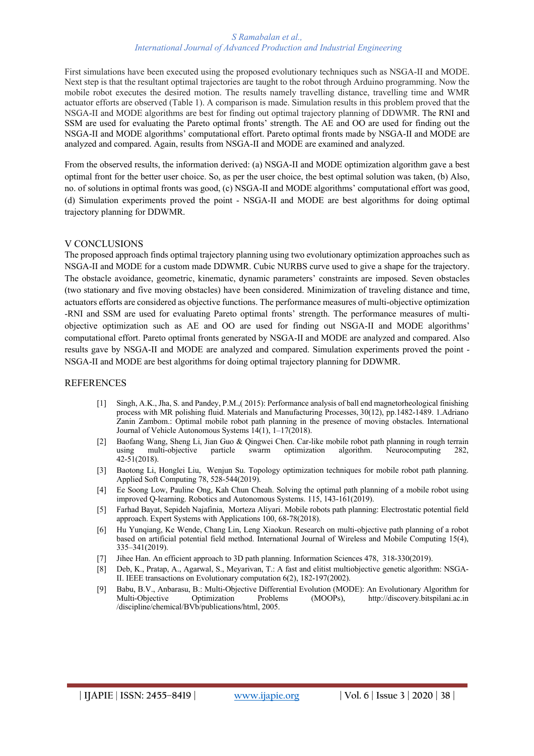First simulations have been executed using the proposed evolutionary techniques such as NSGA-II and MODE. Next step is that the resultant optimal trajectories are taught to the robot through Arduino programming. Now the mobile robot executes the desired motion. The results namely travelling distance, travelling time and WMR actuator efforts are observed (Table 1). A comparison is made. Simulation results in this problem proved that the NSGA-II and MODE algorithms are best for finding out optimal trajectory planning of DDWMR. The RNI and SSM are used for evaluating the Pareto optimal fronts' strength. The AE and OO are used for finding out the NSGA-II and MODE algorithms' computational effort. Pareto optimal fronts made by NSGA-II and MODE are analyzed and compared. Again, results from NSGA-II and MODE are examined and analyzed.

From the observed results, the information derived: (a) NSGA-II and MODE optimization algorithm gave a best optimal front for the better user choice. So, as per the user choice, the best optimal solution was taken, (b) Also, no. of solutions in optimal fronts was good, (c) NSGA-II and MODE algorithms' computational effort was good, (d) Simulation experiments proved the point - NSGA-II and MODE are best algorithms for doing optimal trajectory planning for DDWMR.

## V CONCLUSIONS

The proposed approach finds optimal trajectory planning using two evolutionary optimization approaches such as NSGA-II and MODE for a custom made DDWMR. Cubic NURBS curve used to give a shape for the trajectory. The obstacle avoidance, geometric, kinematic, dynamic parameters' constraints are imposed. Seven obstacles (two stationary and five moving obstacles) have been considered. Minimization of traveling distance and time, actuators efforts are considered as objective functions. The performance measures of multi-objective optimization -RNI and SSM are used for evaluating Pareto optimal fronts' strength. The performance measures of multi-objective optimization such as AE and OO are used for finding out NSGA-II and MODE algorithms' computational effort. Pareto optimal fronts generated by NSGA-II and MODE are analyzed and compared. Also results gave by NSGA-II and MODE are analyzed and compared. Simulation experiments proved the point - NSGA-II and MODE are best algorithms for doing optimal trajectory planning for DDWMR.

## REFERENCES

[1] Singh, A.K., Jha, S. and Pandey, P.M.,( 2015): Performance analysis of ball end magnetorheological finishing process with MR polishing fluid. Materials and Manufacturing Processes, 30(12), pp.1482-1489. 1.Adriano Zanin Zambom.: Optimal mobile robot path planning in the presence of moving obstacles. International Journal of Vehicle Autonomous Systems 14(1), 1–17(2018).

[2] Baofang Wang, Sheng Li, Jian Guo & Qingwei Chen. Car-like mobile robot path planning in rough terrain using multi-objective particle swarm optimization algorithm. Neurocomputing 282, 42-51(2018).

[3] Baotong Li, Honglei Liu, Wenjun Su. Topology optimization techniques for mobile robot path planning. Applied Soft Computing 78, 528-544(2019).

[4] Ee Soong Low, Pauline Ong, Kah Chun Cheah. Solving the optimal path planning of a mobile robot using improved Q-learning. Robotics and Autonomous Systems. 115, 143-161(2019).

[5] Farhad Bayat, Sepideh Najafinia, Morteza Aliyari. Mobile robots path planning: Electrostatic potential field approach. Expert Systems with Applications 100, 68-78(2018).

[6] Hu Yunqiang, Ke Wende, Chang Lin, Leng Xiaokun. Research on multi-objective path planning of a robot based on artificial potential field method. International Journal of Wireless and Mobile Computing 15(4), 335–341(2019).

[7] Jihee Han. An efficient approach to 3D path planning. Information Sciences 478, 318-330(2019).

[8] Deb, K., Pratap, A., Agarwal, S., Meyarivan, T.: A fast and elitist multiobjective genetic algorithm: NSGA-II. IEEE transactions on Evolutionary computation 6(2), 182-197(2002).

[9] Babu, B.V., Anbarasu, B.: Multi-Objective Differential Evolution (MODE): An Evolutionary Algorithm for Multi-Objective Optimization Problems (MOOPs), http://discovery.bitspilani.ac.in /discipline/chemical/BVb/publications/html, 2005.